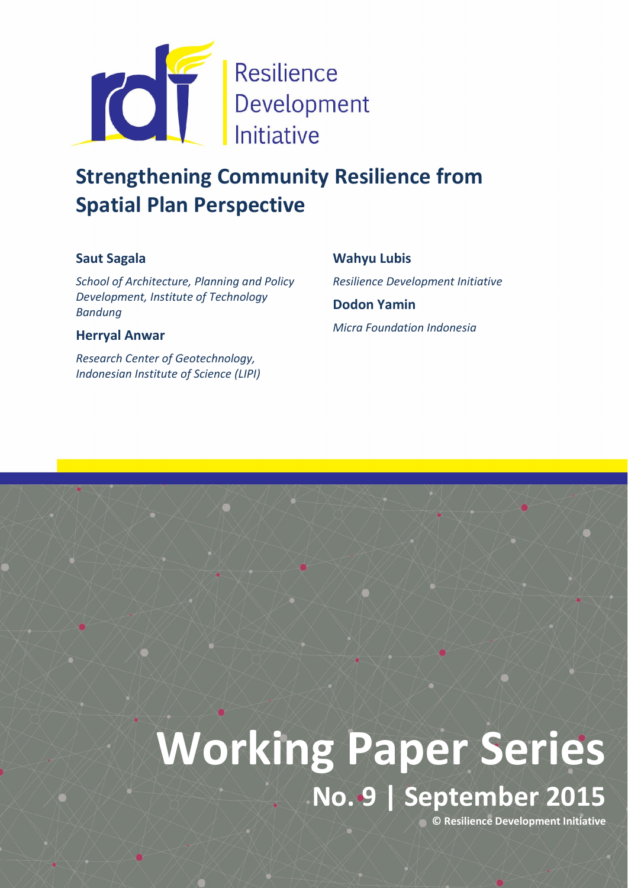Resilience Development Initiative

# Strengthening Community Resilience from Spatial Plan Perspective

**Saut Sagala**

*School of Architecture, Planning and Policy Development, Institute of Technology Bandung*

**Herryal Anwar**

*Research Center of Geotechnology, Indonesian Institute of Science (LIPI)*

**Wahyu Lubis**

*Resilience Development Initiative*

**Dodon Yamin**

*Micra Foundation Indonesia*

# Working Paper Series

## No. 9 | September 2015

**© Resilience Development Initiative**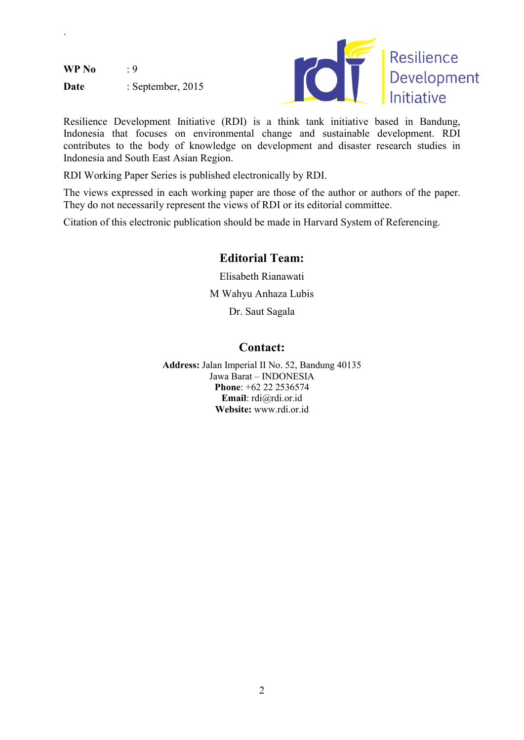**WP No** : 9

**Date** : September, 2015

Resilience Development Initiative

Resilience Development Initiative (RDI) is a think tank initiative based in Bandung, Indonesia that focuses on environmental change and sustainable development. RDI contributes to the body of knowledge on development and disaster research studies in Indonesia and South East Asian Region.

RDI Working Paper Series is published electronically by RDI.

The views expressed in each working paper are those of the author or authors of the paper. They do not necessarily represent the views of RDI or its editorial committee.

Citation of this electronic publication should be made in Harvard System of Referencing.

## Editorial Team:

Elisabeth Rianawati

M Wahyu Anhaza Lubis

Dr. Saut Sagala

## Contact:

**Address:** Jalan Imperial II No. 52, Bandung 40135
Jawa Barat – INDONESIA
**Phone**: +62 22 2536574
**Email**: rdi@rdi.or.id
**Website:** www.rdi.or.id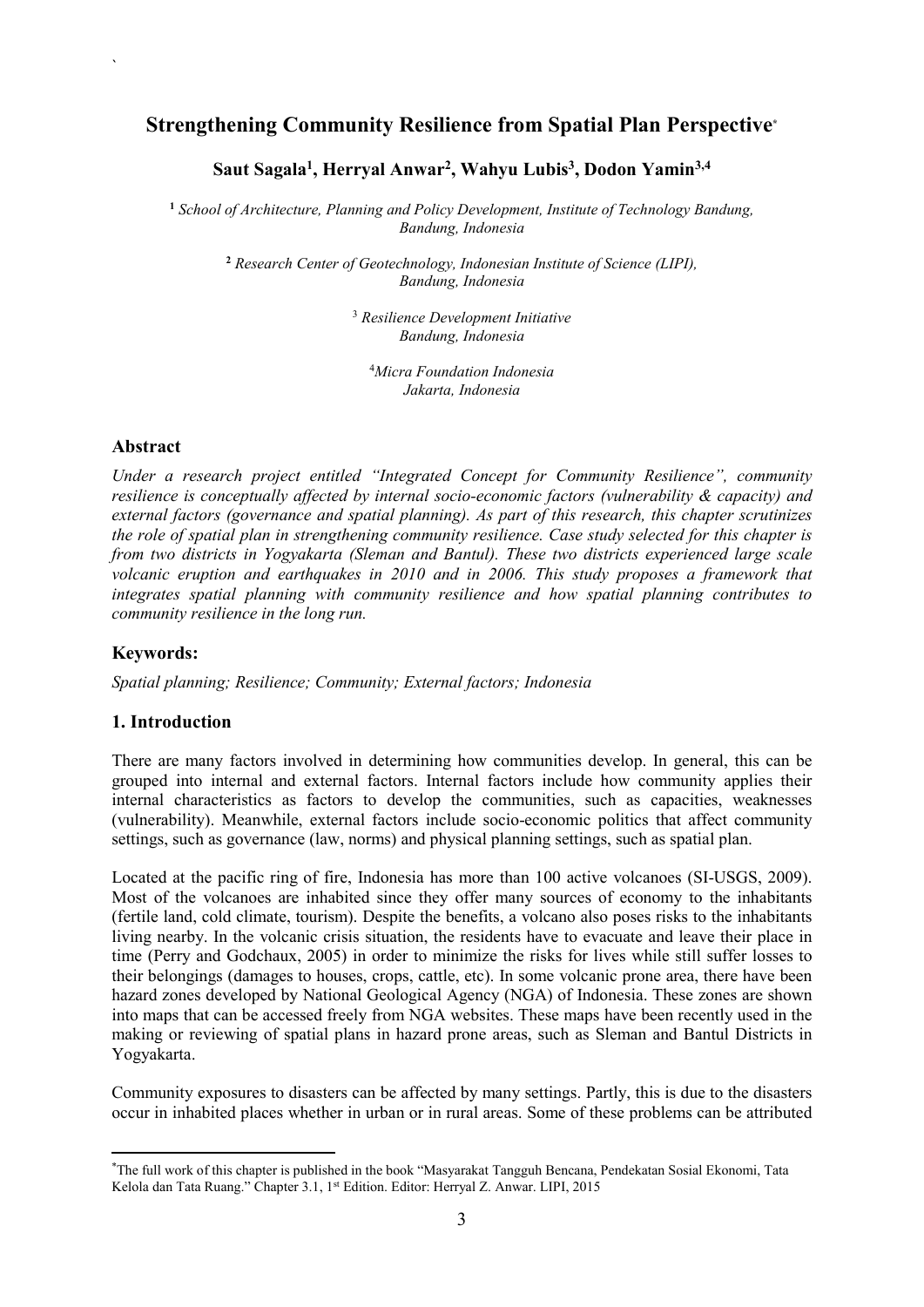# Strengthening Community Resilience from Spatial Plan Perspective*

**Saut Sagala[1], Herryal Anwar[2], Wahyu Lubis[3], Dodon Yamin[3,4]**

[1] *School of Architecture, Planning and Policy Development, Institute of Technology Bandung, Bandung, Indonesia*

[2] *Research Center of Geotechnology, Indonesian Institute of Science (LIPI), Bandung, Indonesia*

[3] *Resilience Development Initiative Bandung, Indonesia*

[4] *Micra Foundation Indonesia Jakarta, Indonesia*

## Abstract

*Under a research project entitled "Integrated Concept for Community Resilience", community resilience is conceptually affected by internal socio-economic factors (vulnerability & capacity) and external factors (governance and spatial planning). As part of this research, this chapter scrutinizes the role of spatial plan in strengthening community resilience. Case study selected for this chapter is from two districts in Yogyakarta (Sleman and Bantul). These two districts experienced large scale volcanic eruption and earthquakes in 2010 and in 2006. This study proposes a framework that integrates spatial planning with community resilience and how spatial planning contributes to community resilience in the long run.*

## Keywords:

*Spatial planning; Resilience; Community; External factors; Indonesia*

## 1. Introduction

There are many factors involved in determining how communities develop. In general, this can be grouped into internal and external factors. Internal factors include how community applies their internal characteristics as factors to develop the communities, such as capacities, weaknesses (vulnerability). Meanwhile, external factors include socio-economic politics that affect community settings, such as governance (law, norms) and physical planning settings, such as spatial plan.

Located at the pacific ring of fire, Indonesia has more than 100 active volcanoes (SI-USGS, 2009). Most of the volcanoes are inhabited since they offer many sources of economy to the inhabitants (fertile land, cold climate, tourism). Despite the benefits, a volcano also poses risks to the inhabitants living nearby. In the volcanic crisis situation, the residents have to evacuate and leave their place in time (Perry and Godchaux, 2005) in order to minimize the risks for lives while still suffer losses to their belongings (damages to houses, crops, cattle, etc). In some volcanic prone area, there have been hazard zones developed by National Geological Agency (NGA) of Indonesia. These zones are shown into maps that can be accessed freely from NGA websites. These maps have been recently used in the making or reviewing of spatial plans in hazard prone areas, such as Sleman and Bantul Districts in Yogyakarta.

Community exposures to disasters can be affected by many settings. Partly, this is due to the disasters occur in inhabited places whether in urban or in rural areas. Some of these problems can be attributed

*The full work of this chapter is published in the book "Masyarakat Tangguh Bencana, Pendekatan Sosial Ekonomi, Tata Kelola dan Tata Ruang." Chapter 3.1, 1st Edition. Editor: Herryal Z. Anwar. LIPI, 2015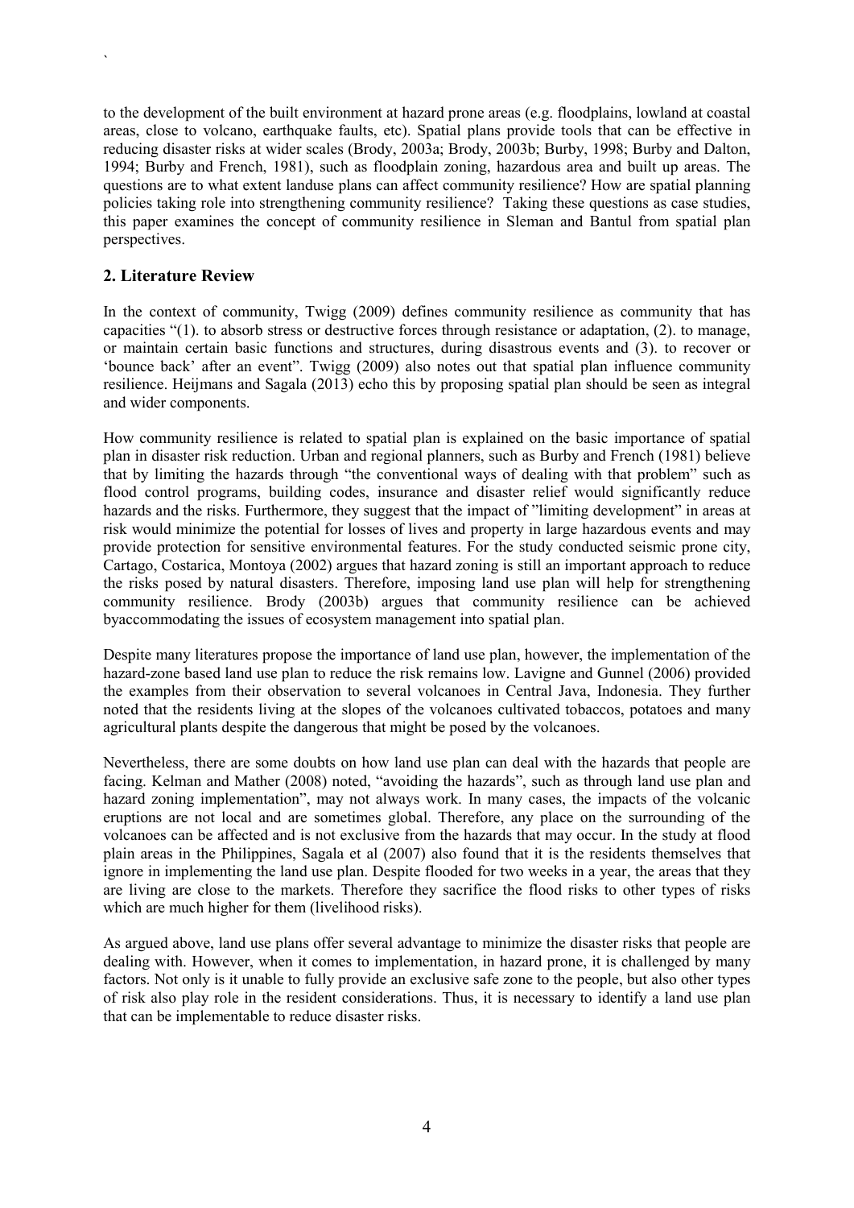to the development of the built environment at hazard prone areas (e.g. floodplains, lowland at coastal areas, close to volcano, earthquake faults, etc). Spatial plans provide tools that can be effective in reducing disaster risks at wider scales (Brody, 2003a; Brody, 2003b; Burby, 1998; Burby and Dalton, 1994; Burby and French, 1981), such as floodplain zoning, hazardous area and built up areas. The questions are to what extent landuse plans can affect community resilience? How are spatial planning policies taking role into strengthening community resilience? Taking these questions as case studies, this paper examines the concept of community resilience in Sleman and Bantul from spatial plan perspectives.

## 2. Literature Review

In the context of community, Twigg (2009) defines community resilience as community that has capacities "(1). to absorb stress or destructive forces through resistance or adaptation, (2). to manage, or maintain certain basic functions and structures, during disastrous events and (3). to recover or 'bounce back' after an event". Twigg (2009) also notes out that spatial plan influence community resilience. Heijmans and Sagala (2013) echo this by proposing spatial plan should be seen as integral and wider components.

How community resilience is related to spatial plan is explained on the basic importance of spatial plan in disaster risk reduction. Urban and regional planners, such as Burby and French (1981) believe that by limiting the hazards through "the conventional ways of dealing with that problem" such as flood control programs, building codes, insurance and disaster relief would significantly reduce hazards and the risks. Furthermore, they suggest that the impact of "limiting development" in areas at risk would minimize the potential for losses of lives and property in large hazardous events and may provide protection for sensitive environmental features. For the study conducted seismic prone city, Cartago, Costarica, Montoya (2002) argues that hazard zoning is still an important approach to reduce the risks posed by natural disasters. Therefore, imposing land use plan will help for strengthening community resilience. Brody (2003b) argues that community resilience can be achieved byaccommodating the issues of ecosystem management into spatial plan.

Despite many literatures propose the importance of land use plan, however, the implementation of the hazard-zone based land use plan to reduce the risk remains low. Lavigne and Gunnel (2006) provided the examples from their observation to several volcanoes in Central Java, Indonesia. They further noted that the residents living at the slopes of the volcanoes cultivated tobaccos, potatoes and many agricultural plants despite the dangerous that might be posed by the volcanoes.

Nevertheless, there are some doubts on how land use plan can deal with the hazards that people are facing. Kelman and Mather (2008) noted, "avoiding the hazards", such as through land use plan and hazard zoning implementation", may not always work. In many cases, the impacts of the volcanic eruptions are not local and are sometimes global. Therefore, any place on the surrounding of the volcanoes can be affected and is not exclusive from the hazards that may occur. In the study at flood plain areas in the Philippines, Sagala et al (2007) also found that it is the residents themselves that ignore in implementing the land use plan. Despite flooded for two weeks in a year, the areas that they are living are close to the markets. Therefore they sacrifice the flood risks to other types of risks which are much higher for them (livelihood risks).

As argued above, land use plans offer several advantage to minimize the disaster risks that people are dealing with. However, when it comes to implementation, in hazard prone, it is challenged by many factors. Not only is it unable to fully provide an exclusive safe zone to the people, but also other types of risk also play role in the resident considerations. Thus, it is necessary to identify a land use plan that can be implementable to reduce disaster risks.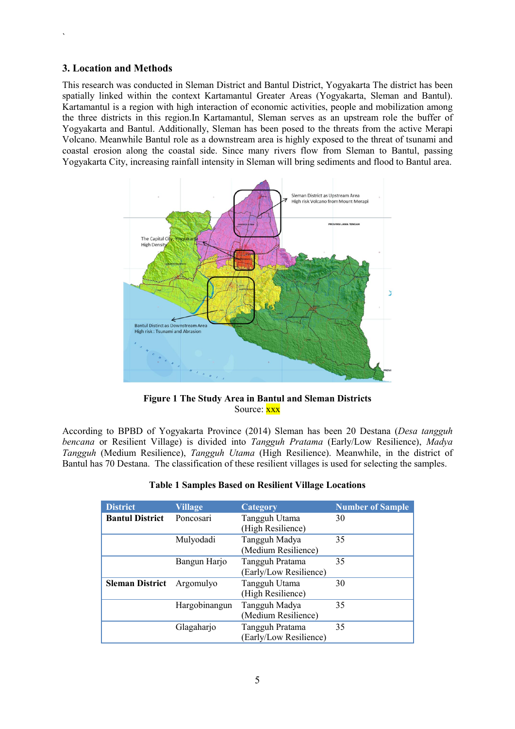## 3. Location and Methods

This research was conducted in Sleman District and Bantul District, Yogyakarta The district has been spatially linked within the context Kartamantul Greater Areas (Yogyakarta, Sleman and Bantul). Kartamantul is a region with high interaction of economic activities, people and mobilization among the three districts in this region.In Kartamantul, Sleman serves as an upstream role the buffer of Yogyakarta and Bantul. Additionally, Sleman has been posed to the threats from the active Merapi Volcano. Meanwhile Bantul role as a downstream area is highly exposed to the threat of tsunami and coastal erosion along the coastal side. Since many rivers flow from Sleman to Bantul, passing Yogyakarta City, increasing rainfall intensity in Sleman will bring sediments and flood to Bantul area.

**Figure 1 The Study Area in Bantul and Sleman Districts**
Source: xxx

According to BPBD of Yogyakarta Province (2014) Sleman has been 20 Destana (*Desa tangguh bencana* or Resilient Village) is divided into *Tangguh Pratama* (Early/Low Resilience), *Madya Tangguh* (Medium Resilience), *Tangguh Utama* (High Resilience). Meanwhile, in the district of Bantul has 70 Destana. The classification of these resilient villages is used for selecting the samples.

**Table 1 Samples Based on Resilient Village Locations**

| District | Village | Category | Number of Sample |
|---|---|---|---|
| **Bantul District** | Poncosari | Tangguh Utama (High Resilience) | 30 |
| | Mulyodadi | Tangguh Madya (Medium Resilience) | 35 |
| | Bangun Harjo | Tangguh Pratama (Early/Low Resilience) | 35 |
| **Sleman District** | Argomulyo | Tangguh Utama (High Resilience) | 30 |
| | Hargobinangun | Tangguh Madya (Medium Resilience) | 35 |
| | Glagaharjo | Tangguh Pratama (Early/Low Resilience) | 35 |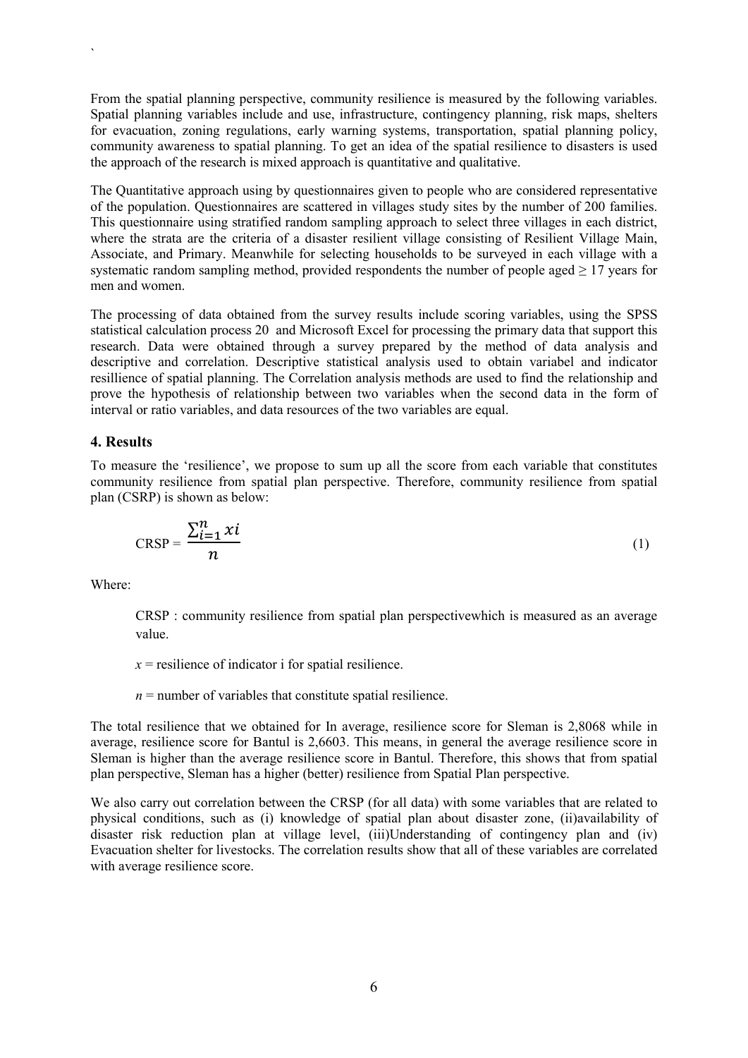From the spatial planning perspective, community resilience is measured by the following variables. Spatial planning variables include and use, infrastructure, contingency planning, risk maps, shelters for evacuation, zoning regulations, early warning systems, transportation, spatial planning policy, community awareness to spatial planning. To get an idea of the spatial resilience to disasters is used the approach of the research is mixed approach is quantitative and qualitative.

The Quantitative approach using by questionnaires given to people who are considered representative of the population. Questionnaires are scattered in villages study sites by the number of 200 families. This questionnaire using stratified random sampling approach to select three villages in each district, where the strata are the criteria of a disaster resilient village consisting of Resilient Village Main, Associate, and Primary. Meanwhile for selecting households to be surveyed in each village with a systematic random sampling method, provided respondents the number of people aged ≥ 17 years for men and women.

The processing of data obtained from the survey results include scoring variables, using the SPSS statistical calculation process 20 and Microsoft Excel for processing the primary data that support this research. Data were obtained through a survey prepared by the method of data analysis and descriptive and correlation. Descriptive statistical analysis used to obtain variabel and indicator resillience of spatial planning. The Correlation analysis methods are used to find the relationship and prove the hypothesis of relationship between two variables when the second data in the form of interval or ratio variables, and data resources of the two variables are equal.

## 4. Results

To measure the 'resilience', we propose to sum up all the score from each variable that constitutes community resilience from spatial plan perspective. Therefore, community resilience from spatial plan (CSRP) is shown as below:

$$\text{CRSP} = \frac{\sum_{i=1}^{n} xi}{n} \quad (1)$$

Where:

CRSP : community resilience from spatial plan perspectivewhich is measured as an average value.

$x$ = resilience of indicator i for spatial resilience.

$n$ = number of variables that constitute spatial resilience.

The total resilience that we obtained for In average, resilience score for Sleman is 2,8068 while in average, resilience score for Bantul is 2,6603. This means, in general the average resilience score in Sleman is higher than the average resilience score in Bantul. Therefore, this shows that from spatial plan perspective, Sleman has a higher (better) resilience from Spatial Plan perspective.

We also carry out correlation between the CRSP (for all data) with some variables that are related to physical conditions, such as (i) knowledge of spatial plan about disaster zone, (ii)availability of disaster risk reduction plan at village level, (iii)Understanding of contingency plan and (iv) Evacuation shelter for livestocks. The correlation results show that all of these variables are correlated with average resilience score.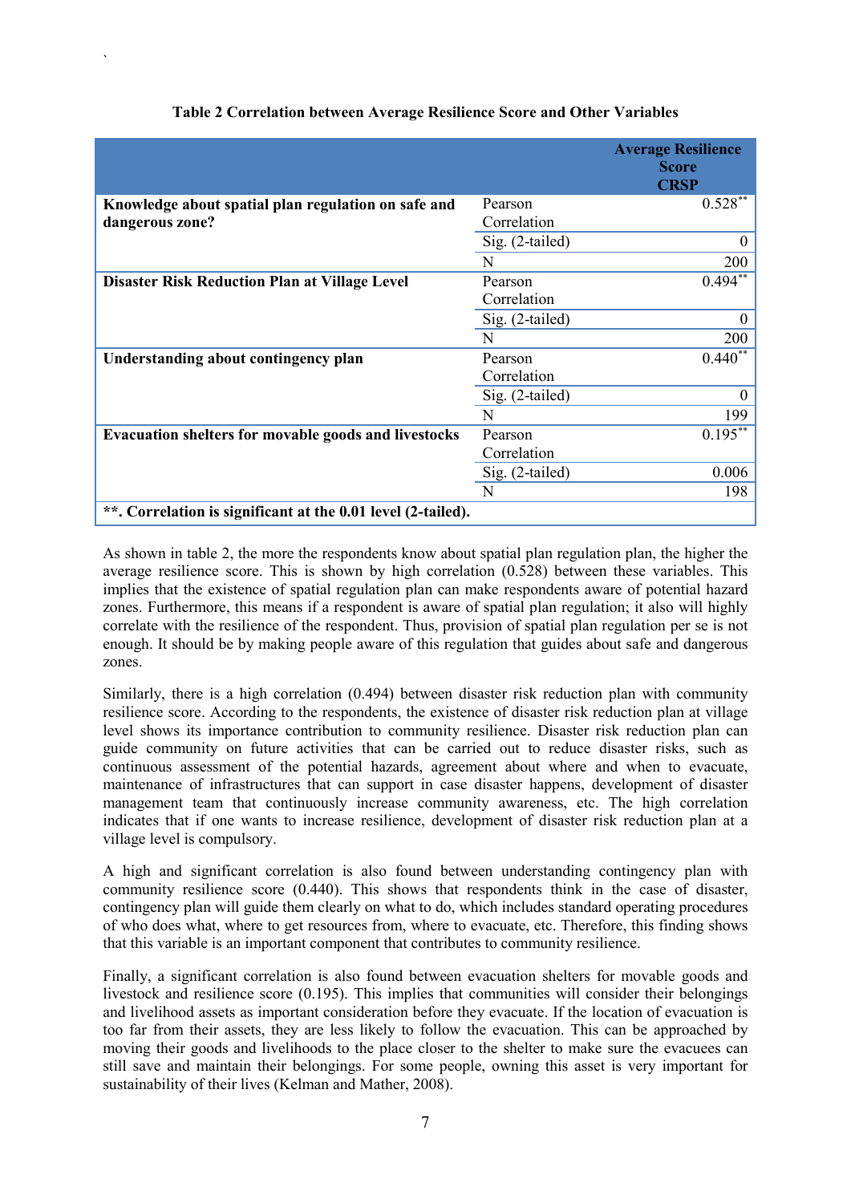**Table 2 Correlation between Average Resilience Score and Other Variables**

| | | Average Resilience Score CRSP |
|---|---|---|
| **Knowledge about spatial plan regulation on safe and dangerous zone?** | Pearson Correlation | 0.528** |
| | Sig. (2-tailed) | 0 |
| | N | 200 |
| **Disaster Risk Reduction Plan at Village Level** | Pearson Correlation | 0.494** |
| | Sig. (2-tailed) | 0 |
| | N | 200 |
| **Understanding about contingency plan** | Pearson Correlation | 0.440** |
| | Sig. (2-tailed) | 0 |
| | N | 199 |
| **Evacuation shelters for movable goods and livestocks** | Pearson Correlation | 0.195** |
| | Sig. (2-tailed) | 0.006 |
| | N | 198 |

****. Correlation is significant at the 0.01 level (2-tailed).**

As shown in table 2, the more the respondents know about spatial plan regulation plan, the higher the average resilience score. This is shown by high correlation (0.528) between these variables. This implies that the existence of spatial regulation plan can make respondents aware of potential hazard zones. Furthermore, this means if a respondent is aware of spatial plan regulation; it also will highly correlate with the resilience of the respondent. Thus, provision of spatial plan regulation per se is not enough. It should be by making people aware of this regulation that guides about safe and dangerous zones.

Similarly, there is a high correlation (0.494) between disaster risk reduction plan with community resilience score. According to the respondents, the existence of disaster risk reduction plan at village level shows its importance contribution to community resilience. Disaster risk reduction plan can guide community on future activities that can be carried out to reduce disaster risks, such as continuous assessment of the potential hazards, agreement about where and when to evacuate, maintenance of infrastructures that can support in case disaster happens, development of disaster management team that continuously increase community awareness, etc. The high correlation indicates that if one wants to increase resilience, development of disaster risk reduction plan at a village level is compulsory.

A high and significant correlation is also found between understanding contingency plan with community resilience score (0.440). This shows that respondents think in the case of disaster, contingency plan will guide them clearly on what to do, which includes standard operating procedures of who does what, where to get resources from, where to evacuate, etc. Therefore, this finding shows that this variable is an important component that contributes to community resilience.

Finally, a significant correlation is also found between evacuation shelters for movable goods and livestock and resilience score (0.195). This implies that communities will consider their belongings and livelihood assets as important consideration before they evacuate. If the location of evacuation is too far from their assets, they are less likely to follow the evacuation. This can be approached by moving their goods and livelihoods to the place closer to the shelter to make sure the evacuees can still save and maintain their belongings. For some people, owning this asset is very important for sustainability of their lives (Kelman and Mather, 2008).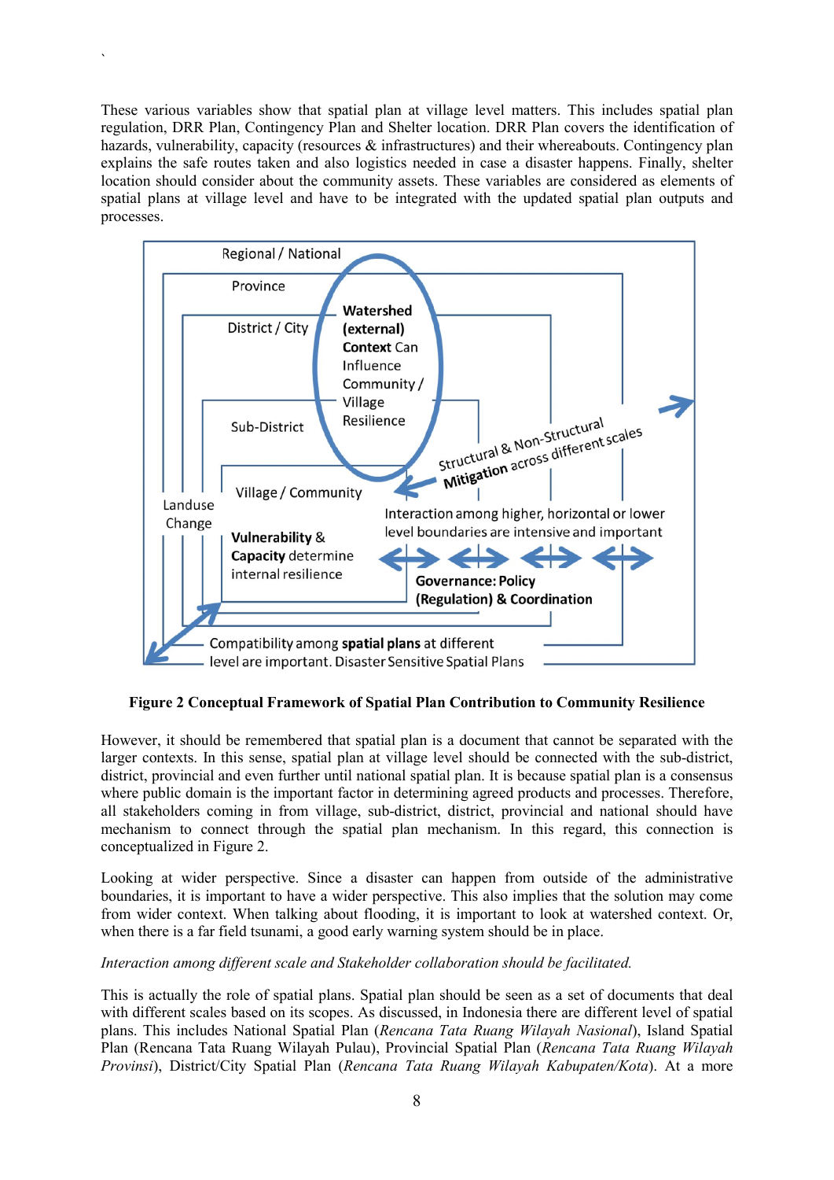These various variables show that spatial plan at village level matters. This includes spatial plan regulation, DRR Plan, Contingency Plan and Shelter location. DRR Plan covers the identification of hazards, vulnerability, capacity (resources & infrastructures) and their whereabouts. Contingency plan explains the safe routes taken and also logistics needed in case a disaster happens. Finally, shelter location should consider about the community assets. These variables are considered as elements of spatial plans at village level and have to be integrated with the updated spatial plan outputs and processes.

**Figure 2 Conceptual Framework of Spatial Plan Contribution to Community Resilience**

However, it should be remembered that spatial plan is a document that cannot be separated with the larger contexts. In this sense, spatial plan at village level should be connected with the sub-district, district, provincial and even further until national spatial plan. It is because spatial plan is a consensus where public domain is the important factor in determining agreed products and processes. Therefore, all stakeholders coming in from village, sub-district, district, provincial and national should have mechanism to connect through the spatial plan mechanism. In this regard, this connection is conceptualized in Figure 2.

Looking at wider perspective. Since a disaster can happen from outside of the administrative boundaries, it is important to have a wider perspective. This also implies that the solution may come from wider context. When talking about flooding, it is important to look at watershed context. Or, when there is a far field tsunami, a good early warning system should be in place.

*Interaction among different scale and Stakeholder collaboration should be facilitated.*

This is actually the role of spatial plans. Spatial plan should be seen as a set of documents that deal with different scales based on its scopes. As discussed, in Indonesia there are different level of spatial plans. This includes National Spatial Plan (*Rencana Tata Ruang Wilayah Nasional*), Island Spatial Plan (Rencana Tata Ruang Wilayah Pulau), Provincial Spatial Plan (*Rencana Tata Ruang Wilayah Provinsi*), District/City Spatial Plan (*Rencana Tata Ruang Wilayah Kabupaten/Kota*). At a more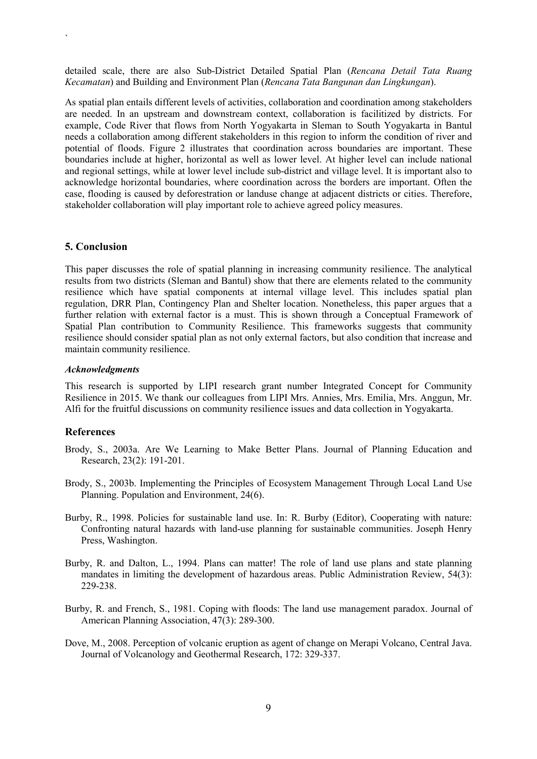detailed scale, there are also Sub-District Detailed Spatial Plan (*Rencana Detail Tata Ruang Kecamatan*) and Building and Environment Plan (*Rencana Tata Bangunan dan Lingkungan*).

As spatial plan entails different levels of activities, collaboration and coordination among stakeholders are needed. In an upstream and downstream context, collaboration is facilitized by districts. For example, Code River that flows from North Yogyakarta in Sleman to South Yogyakarta in Bantul needs a collaboration among different stakeholders in this region to inform the condition of river and potential of floods. Figure 2 illustrates that coordination across boundaries are important. These boundaries include at higher, horizontal as well as lower level. At higher level can include national and regional settings, while at lower level include sub-district and village level. It is important also to acknowledge horizontal boundaries, where coordination across the borders are important. Often the case, flooding is caused by deforestration or landuse change at adjacent districts or cities. Therefore, stakeholder collaboration will play important role to achieve agreed policy measures.

## 5. Conclusion

This paper discusses the role of spatial planning in increasing community resilience. The analytical results from two districts (Sleman and Bantul) show that there are elements related to the community resilience which have spatial components at internal village level. This includes spatial plan regulation, DRR Plan, Contingency Plan and Shelter location. Nonetheless, this paper argues that a further relation with external factor is a must. This is shown through a Conceptual Framework of Spatial Plan contribution to Community Resilience. This frameworks suggests that community resilience should consider spatial plan as not only external factors, but also condition that increase and maintain community resilience.

***Acknowledgments***

This research is supported by LIPI research grant number Integrated Concept for Community Resilience in 2015. We thank our colleagues from LIPI Mrs. Annies, Mrs. Emilia, Mrs. Anggun, Mr. Alfi for the fruitful discussions on community resilience issues and data collection in Yogyakarta.

## References

Brody, S., 2003a. Are We Learning to Make Better Plans. Journal of Planning Education and Research, 23(2): 191-201.

Brody, S., 2003b. Implementing the Principles of Ecosystem Management Through Local Land Use Planning. Population and Environment, 24(6).

Burby, R., 1998. Policies for sustainable land use. In: R. Burby (Editor), Cooperating with nature: Confronting natural hazards with land-use planning for sustainable communities. Joseph Henry Press, Washington.

Burby, R. and Dalton, L., 1994. Plans can matter! The role of land use plans and state planning mandates in limiting the development of hazardous areas. Public Administration Review, 54(3): 229-238.

Burby, R. and French, S., 1981. Coping with floods: The land use management paradox. Journal of American Planning Association, 47(3): 289-300.

Dove, M., 2008. Perception of volcanic eruption as agent of change on Merapi Volcano, Central Java. Journal of Volcanology and Geothermal Research, 172: 329-337.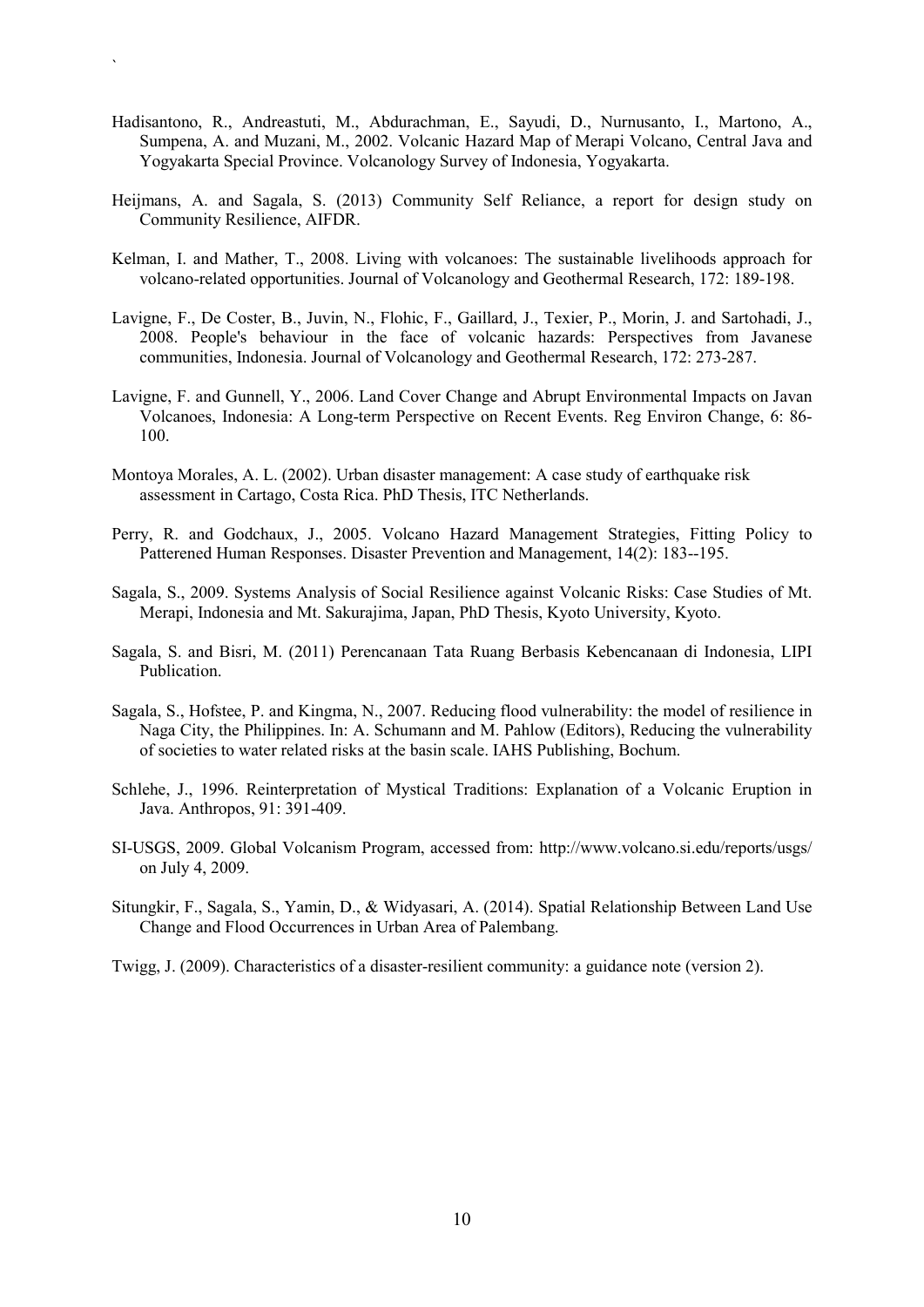Hadisantono, R., Andreastuti, M., Abdurachman, E., Sayudi, D., Nurnusanto, I., Martono, A., Sumpena, A. and Muzani, M., 2002. Volcanic Hazard Map of Merapi Volcano, Central Java and Yogyakarta Special Province. Volcanology Survey of Indonesia, Yogyakarta.

Heijmans, A. and Sagala, S. (2013) Community Self Reliance, a report for design study on Community Resilience, AIFDR.

Kelman, I. and Mather, T., 2008. Living with volcanoes: The sustainable livelihoods approach for volcano-related opportunities. Journal of Volcanology and Geothermal Research, 172: 189-198.

Lavigne, F., De Coster, B., Juvin, N., Flohic, F., Gaillard, J., Texier, P., Morin, J. and Sartohadi, J., 2008. People's behaviour in the face of volcanic hazards: Perspectives from Javanese communities, Indonesia. Journal of Volcanology and Geothermal Research, 172: 273-287.

Lavigne, F. and Gunnell, Y., 2006. Land Cover Change and Abrupt Environmental Impacts on Javan Volcanoes, Indonesia: A Long-term Perspective on Recent Events. Reg Environ Change, 6: 86-100.

Montoya Morales, A. L. (2002). Urban disaster management: A case study of earthquake risk assessment in Cartago, Costa Rica. PhD Thesis, ITC Netherlands.

Perry, R. and Godchaux, J., 2005. Volcano Hazard Management Strategies, Fitting Policy to Patterened Human Responses. Disaster Prevention and Management, 14(2): 183--195.

Sagala, S., 2009. Systems Analysis of Social Resilience against Volcanic Risks: Case Studies of Mt. Merapi, Indonesia and Mt. Sakurajima, Japan, PhD Thesis, Kyoto University, Kyoto.

Sagala, S. and Bisri, M. (2011) Perencanaan Tata Ruang Berbasis Kebencanaan di Indonesia, LIPI Publication.

Sagala, S., Hofstee, P. and Kingma, N., 2007. Reducing flood vulnerability: the model of resilience in Naga City, the Philippines. In: A. Schumann and M. Pahlow (Editors), Reducing the vulnerability of societies to water related risks at the basin scale. IAHS Publishing, Bochum.

Schlehe, J., 1996. Reinterpretation of Mystical Traditions: Explanation of a Volcanic Eruption in Java. Anthropos, 91: 391-409.

SI-USGS, 2009. Global Volcanism Program, accessed from: http://www.volcano.si.edu/reports/usgs/ on July 4, 2009.

Situngkir, F., Sagala, S., Yamin, D., & Widyasari, A. (2014). Spatial Relationship Between Land Use Change and Flood Occurrences in Urban Area of Palembang.

Twigg, J. (2009). Characteristics of a disaster-resilient community: a guidance note (version 2).